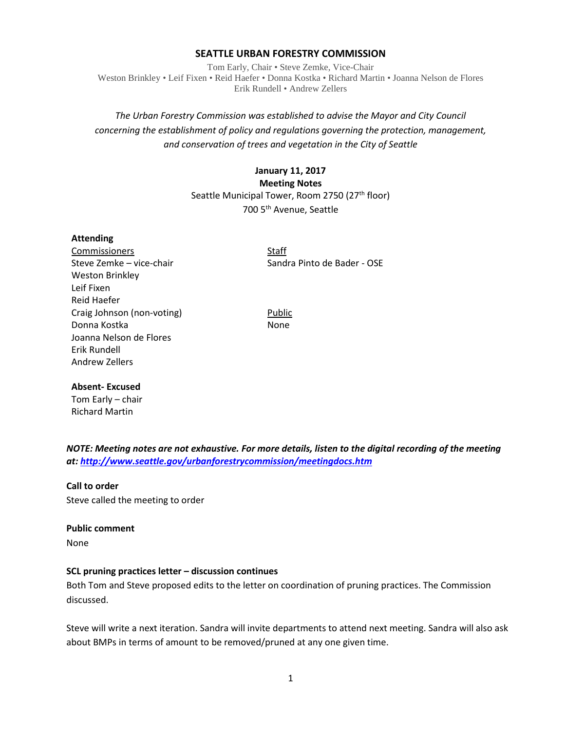# SEATTLE URBAN FORESTRY COMMISSION

Tom Early, Chair • Steve Zemke, Vice-Chair
Weston Brinkley • Leif Fixen • Reid Haefer • Donna Kostka • Richard Martin • Joanna Nelson de Flores
Erik Rundell • Andrew Zellers

*The Urban Forestry Commission was established to advise the Mayor and City Council concerning the establishment of policy and regulations governing the protection, management, and conservation of trees and vegetation in the City of Seattle*

**January 11, 2017**
**Meeting Notes**
Seattle Municipal Tower, Room 2750 (27th floor)
700 5th Avenue, Seattle

**Attending**

| Commissioners | Staff |
| --- | --- |
| Steve Zemke – vice-chair | Sandra Pinto de Bader - OSE |
| Weston Brinkley | |
| Leif Fixen | |
| Reid Haefer | |
| Craig Johnson (non-voting) | Public |
| Donna Kostka | None |
| Joanna Nelson de Flores | |
| Erik Rundell | |
| Andrew Zellers | |

**Absent- Excused**
Tom Early – chair
Richard Martin

***NOTE: Meeting notes are not exhaustive. For more details, listen to the digital recording of the meeting at: http://www.seattle.gov/urbanforestrycommission/meetingdocs.htm***

**Call to order**
Steve called the meeting to order

**Public comment**
None

**SCL pruning practices letter – discussion continues**
Both Tom and Steve proposed edits to the letter on coordination of pruning practices. The Commission discussed.

Steve will write a next iteration. Sandra will invite departments to attend next meeting. Sandra will also ask about BMPs in terms of amount to be removed/pruned at any one given time.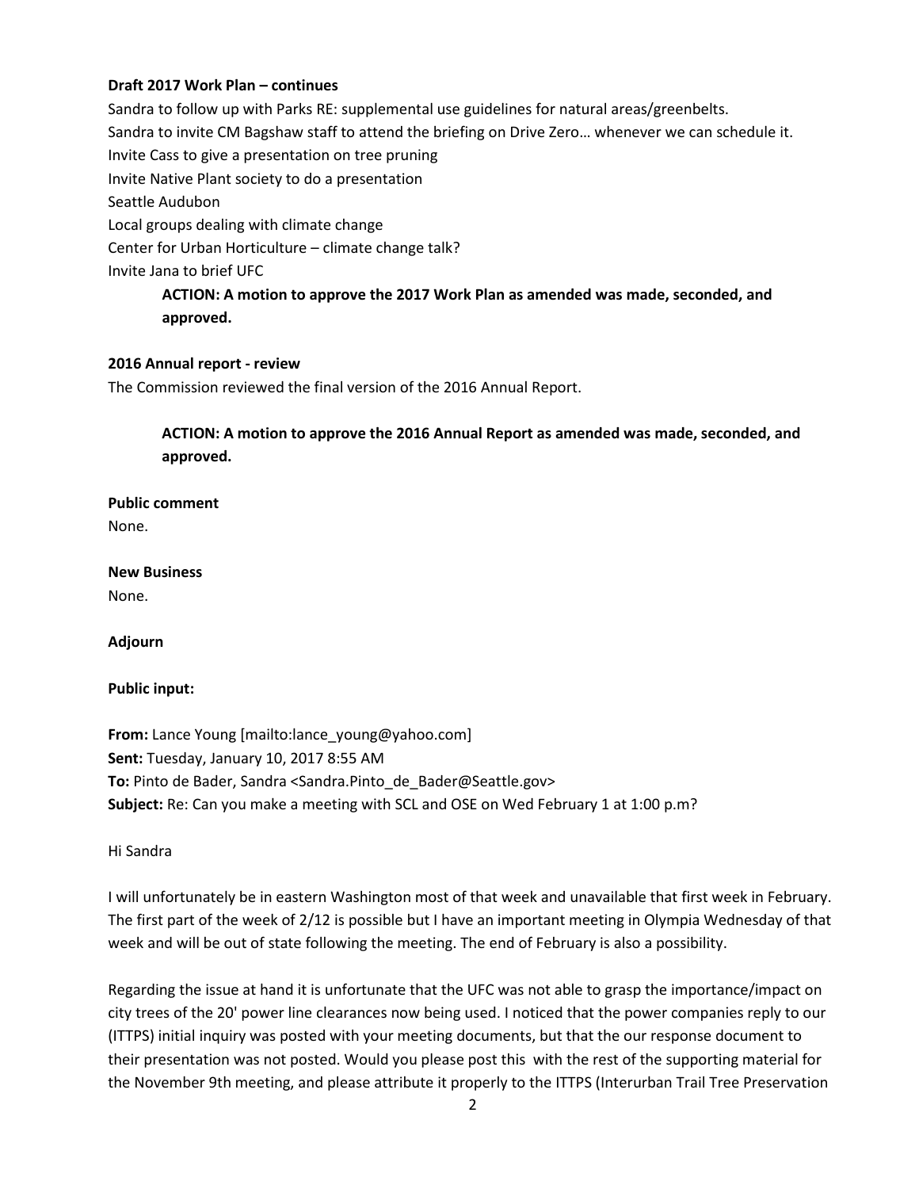**Draft 2017 Work Plan – continues**

Sandra to follow up with Parks RE: supplemental use guidelines for natural areas/greenbelts.
Sandra to invite CM Bagshaw staff to attend the briefing on Drive Zero… whenever we can schedule it.
Invite Cass to give a presentation on tree pruning
Invite Native Plant society to do a presentation
Seattle Audubon
Local groups dealing with climate change
Center for Urban Horticulture – climate change talk?
Invite Jana to brief UFC

> **ACTION: A motion to approve the 2017 Work Plan as amended was made, seconded, and approved.**

**2016 Annual report - review**

The Commission reviewed the final version of the 2016 Annual Report.

> **ACTION: A motion to approve the 2016 Annual Report as amended was made, seconded, and approved.**

**Public comment**

None.

**New Business**

None.

**Adjourn**

**Public input:**

**From:** Lance Young [mailto:lance_young@yahoo.com]
**Sent:** Tuesday, January 10, 2017 8:55 AM
**To:** Pinto de Bader, Sandra <Sandra.Pinto_de_Bader@Seattle.gov>
**Subject:** Re: Can you make a meeting with SCL and OSE on Wed February 1 at 1:00 p.m?

Hi Sandra

I will unfortunately be in eastern Washington most of that week and unavailable that first week in February. The first part of the week of 2/12 is possible but I have an important meeting in Olympia Wednesday of that week and will be out of state following the meeting. The end of February is also a possibility.

Regarding the issue at hand it is unfortunate that the UFC was not able to grasp the importance/impact on city trees of the 20' power line clearances now being used. I noticed that the power companies reply to our (ITTPS) initial inquiry was posted with your meeting documents, but that the our response document to their presentation was not posted. Would you please post this with the rest of the supporting material for the November 9th meeting, and please attribute it properly to the ITTPS (Interurban Trail Tree Preservation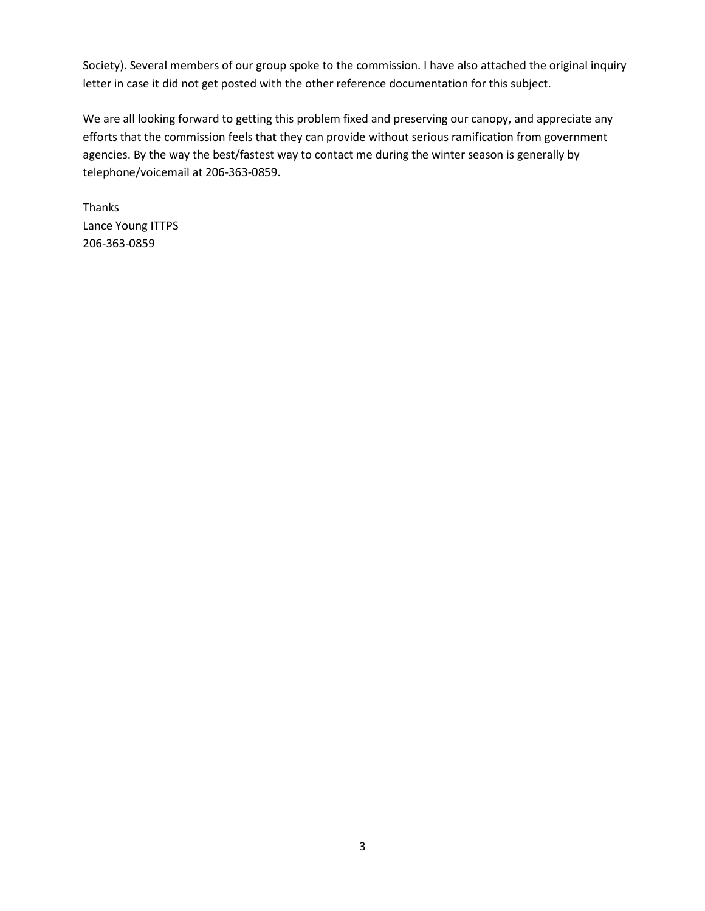Society). Several members of our group spoke to the commission. I have also attached the original inquiry letter in case it did not get posted with the other reference documentation for this subject.

We are all looking forward to getting this problem fixed and preserving our canopy, and appreciate any efforts that the commission feels that they can provide without serious ramification from government agencies. By the way the best/fastest way to contact me during the winter season is generally by telephone/voicemail at 206-363-0859.

Thanks
Lance Young ITTPS
206-363-0859